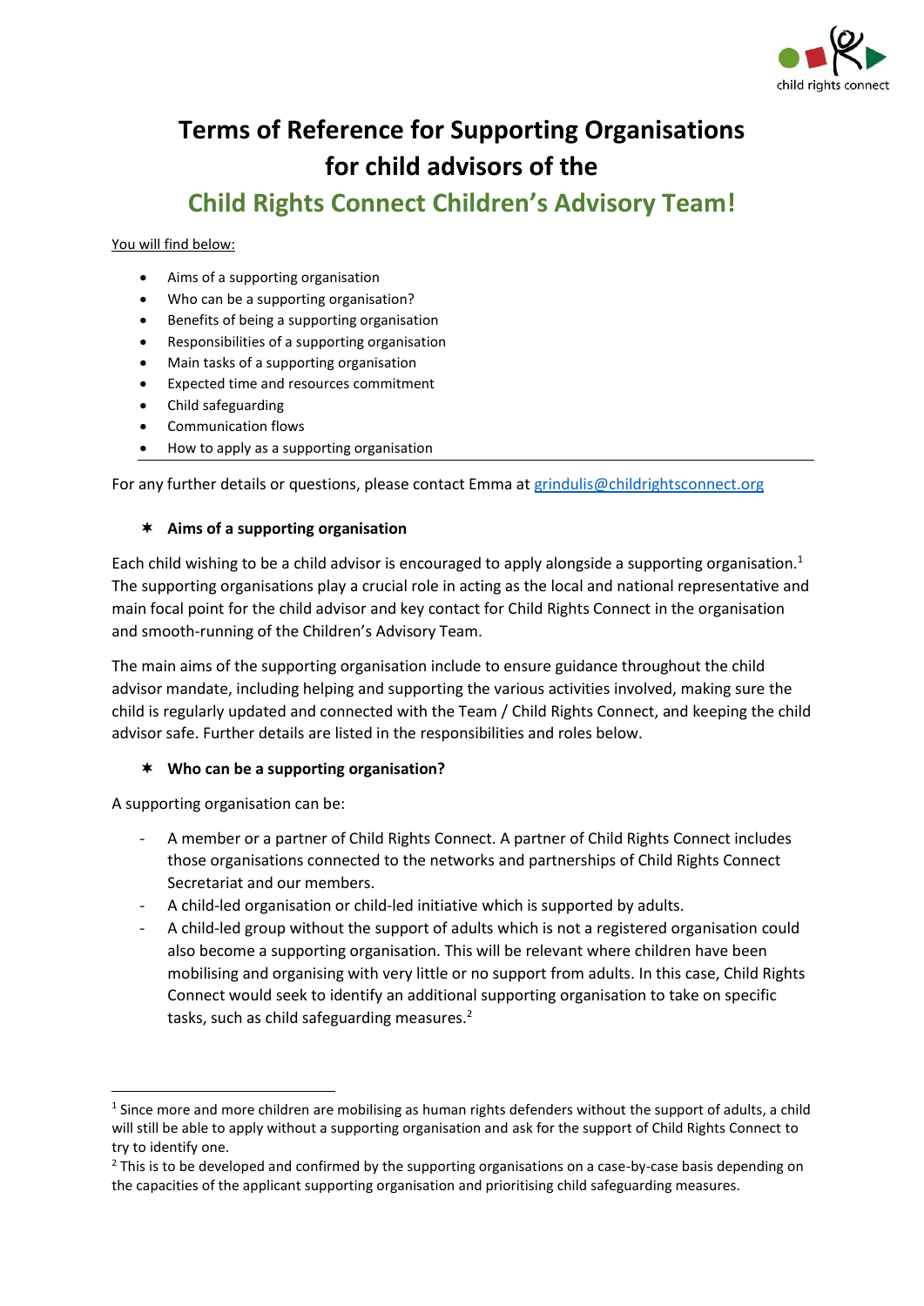# Terms of Reference for Supporting Organisations for child advisors of the

## Child Rights Connect Children's Advisory Team!

You will find below:

- Aims of a supporting organisation
- Who can be a supporting organisation?
- Benefits of being a supporting organisation
- Responsibilities of a supporting organisation
- Main tasks of a supporting organisation
- Expected time and resources commitment
- Child safeguarding
- Communication flows
- How to apply as a supporting organisation

---

For any further details or questions, please contact Emma at grindulis@childrightsconnect.org

### Aims of a supporting organisation

Each child wishing to be a child advisor is encouraged to apply alongside a supporting organisation.[1] The supporting organisations play a crucial role in acting as the local and national representative and main focal point for the child advisor and key contact for Child Rights Connect in the organisation and smooth-running of the Children's Advisory Team.

The main aims of the supporting organisation include to ensure guidance throughout the child advisor mandate, including helping and supporting the various activities involved, making sure the child is regularly updated and connected with the Team / Child Rights Connect, and keeping the child advisor safe. Further details are listed in the responsibilities and roles below.

### Who can be a supporting organisation?

A supporting organisation can be:

- A member or a partner of Child Rights Connect. A partner of Child Rights Connect includes those organisations connected to the networks and partnerships of Child Rights Connect Secretariat and our members.
- A child-led organisation or child-led initiative which is supported by adults.
- A child-led group without the support of adults which is not a registered organisation could also become a supporting organisation. This will be relevant where children have been mobilising and organising with very little or no support from adults. In this case, Child Rights Connect would seek to identify an additional supporting organisation to take on specific tasks, such as child safeguarding measures.[2]

---

[1] Since more and more children are mobilising as human rights defenders without the support of adults, a child will still be able to apply without a supporting organisation and ask for the support of Child Rights Connect to try to identify one.

[2] This is to be developed and confirmed by the supporting organisations on a case-by-case basis depending on the capacities of the applicant supporting organisation and prioritising child safeguarding measures.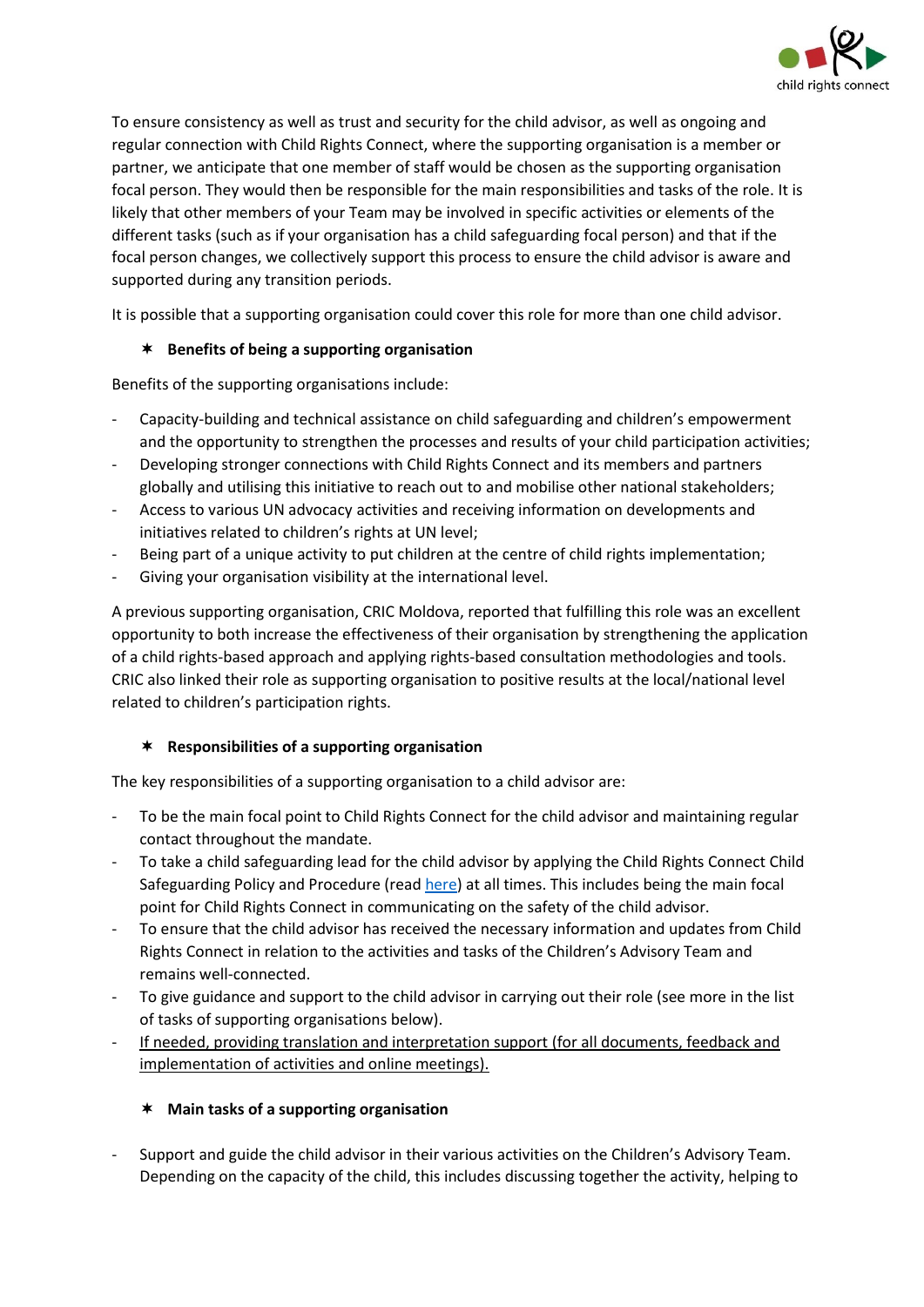To ensure consistency as well as trust and security for the child advisor, as well as ongoing and regular connection with Child Rights Connect, where the supporting organisation is a member or partner, we anticipate that one member of staff would be chosen as the supporting organisation focal person. They would then be responsible for the main responsibilities and tasks of the role. It is likely that other members of your Team may be involved in specific activities or elements of the different tasks (such as if your organisation has a child safeguarding focal person) and that if the focal person changes, we collectively support this process to ensure the child advisor is aware and supported during any transition periods.

It is possible that a supporting organisation could cover this role for more than one child advisor.

### ✶ Benefits of being a supporting organisation

Benefits of the supporting organisations include:

- Capacity-building and technical assistance on child safeguarding and children's empowerment and the opportunity to strengthen the processes and results of your child participation activities;
- Developing stronger connections with Child Rights Connect and its members and partners globally and utilising this initiative to reach out to and mobilise other national stakeholders;
- Access to various UN advocacy activities and receiving information on developments and initiatives related to children's rights at UN level;
- Being part of a unique activity to put children at the centre of child rights implementation;
- Giving your organisation visibility at the international level.

A previous supporting organisation, CRIC Moldova, reported that fulfilling this role was an excellent opportunity to both increase the effectiveness of their organisation by strengthening the application of a child rights-based approach and applying rights-based consultation methodologies and tools. CRIC also linked their role as supporting organisation to positive results at the local/national level related to children's participation rights.

### ✶ Responsibilities of a supporting organisation

The key responsibilities of a supporting organisation to a child advisor are:

- To be the main focal point to Child Rights Connect for the child advisor and maintaining regular contact throughout the mandate.
- To take a child safeguarding lead for the child advisor by applying the Child Rights Connect Child Safeguarding Policy and Procedure (read here) at all times. This includes being the main focal point for Child Rights Connect in communicating on the safety of the child advisor.
- To ensure that the child advisor has received the necessary information and updates from Child Rights Connect in relation to the activities and tasks of the Children's Advisory Team and remains well-connected.
- To give guidance and support to the child advisor in carrying out their role (see more in the list of tasks of supporting organisations below).
- <u>If needed, providing translation and interpretation support (for all documents, feedback and implementation of activities and online meetings).</u>

### ✶ Main tasks of a supporting organisation

- Support and guide the child advisor in their various activities on the Children's Advisory Team. Depending on the capacity of the child, this includes discussing together the activity, helping to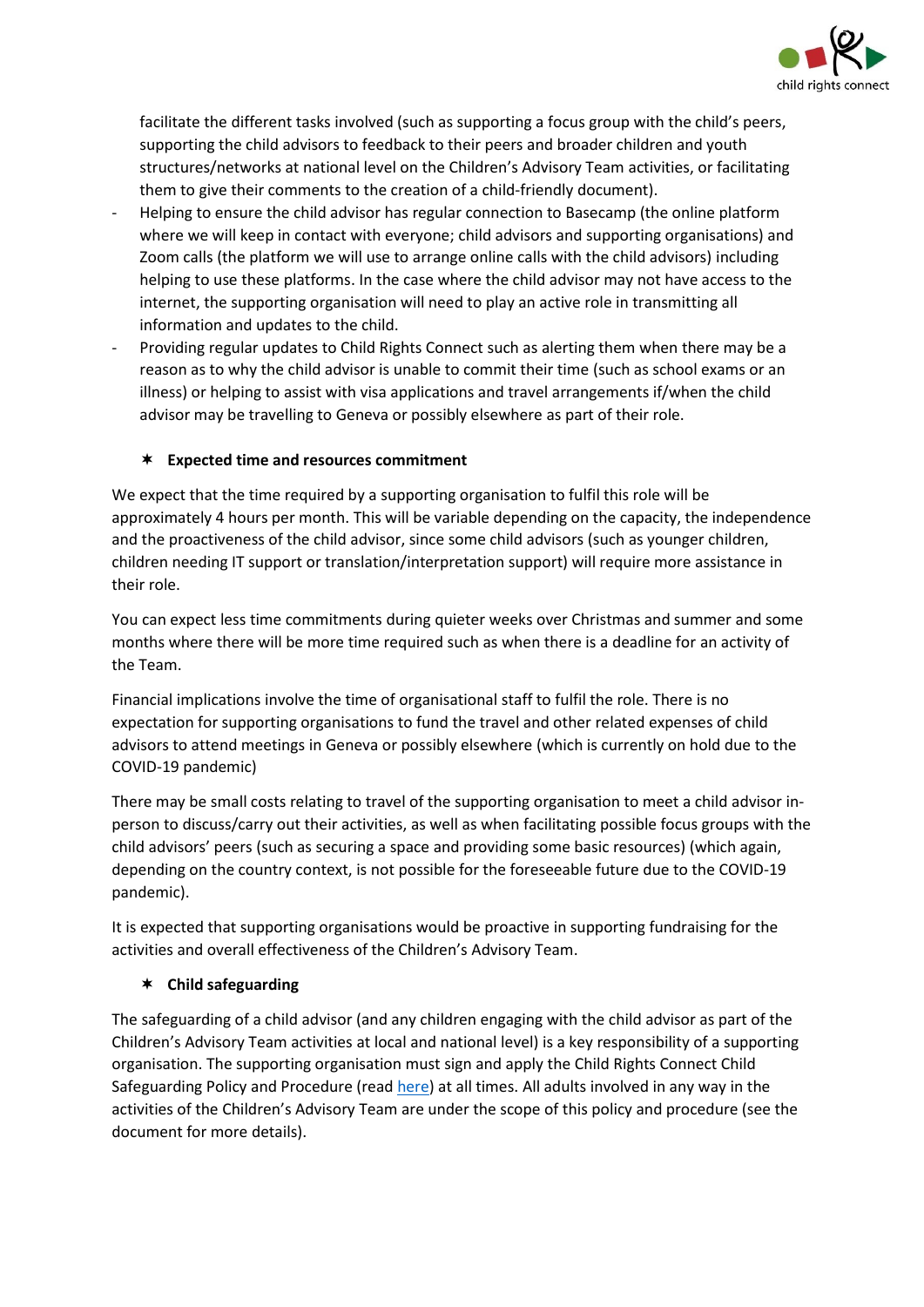facilitate the different tasks involved (such as supporting a focus group with the child's peers, supporting the child advisors to feedback to their peers and broader children and youth structures/networks at national level on the Children's Advisory Team activities, or facilitating them to give their comments to the creation of a child-friendly document).

- Helping to ensure the child advisor has regular connection to Basecamp (the online platform where we will keep in contact with everyone; child advisors and supporting organisations) and Zoom calls (the platform we will use to arrange online calls with the child advisors) including helping to use these platforms. In the case where the child advisor may not have access to the internet, the supporting organisation will need to play an active role in transmitting all information and updates to the child.
- Providing regular updates to Child Rights Connect such as alerting them when there may be a reason as to why the child advisor is unable to commit their time (such as school exams or an illness) or helping to assist with visa applications and travel arrangements if/when the child advisor may be travelling to Geneva or possibly elsewhere as part of their role.

### ✶ Expected time and resources commitment

We expect that the time required by a supporting organisation to fulfil this role will be approximately 4 hours per month. This will be variable depending on the capacity, the independence and the proactiveness of the child advisor, since some child advisors (such as younger children, children needing IT support or translation/interpretation support) will require more assistance in their role.

You can expect less time commitments during quieter weeks over Christmas and summer and some months where there will be more time required such as when there is a deadline for an activity of the Team.

Financial implications involve the time of organisational staff to fulfil the role. There is no expectation for supporting organisations to fund the travel and other related expenses of child advisors to attend meetings in Geneva or possibly elsewhere (which is currently on hold due to the COVID-19 pandemic)

There may be small costs relating to travel of the supporting organisation to meet a child advisor in-person to discuss/carry out their activities, as well as when facilitating possible focus groups with the child advisors' peers (such as securing a space and providing some basic resources) (which again, depending on the country context, is not possible for the foreseeable future due to the COVID-19 pandemic).

It is expected that supporting organisations would be proactive in supporting fundraising for the activities and overall effectiveness of the Children's Advisory Team.

### ✶ Child safeguarding

The safeguarding of a child advisor (and any children engaging with the child advisor as part of the Children's Advisory Team activities at local and national level) is a key responsibility of a supporting organisation. The supporting organisation must sign and apply the Child Rights Connect Child Safeguarding Policy and Procedure (read here) at all times. All adults involved in any way in the activities of the Children's Advisory Team are under the scope of this policy and procedure (see the document for more details).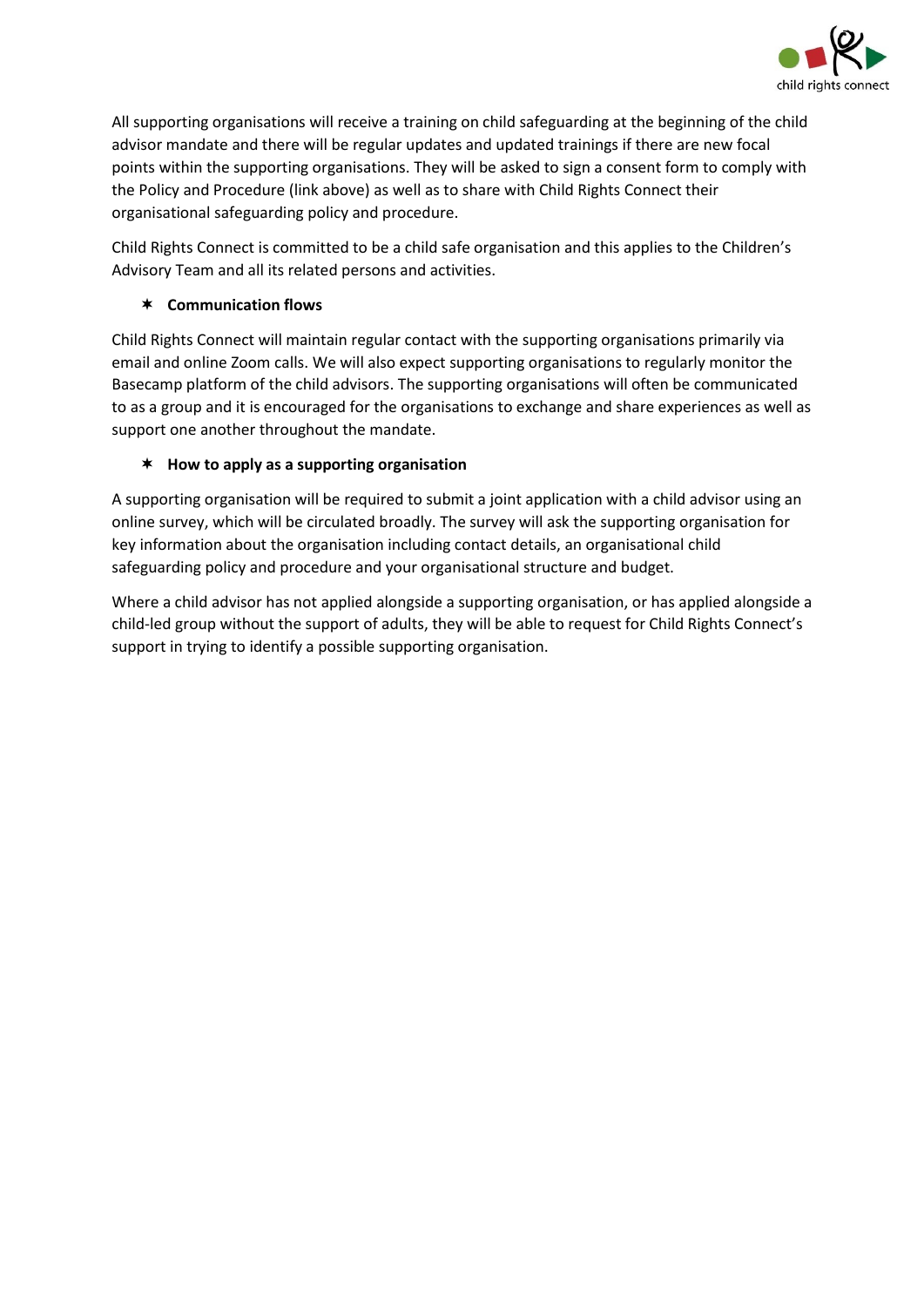All supporting organisations will receive a training on child safeguarding at the beginning of the child advisor mandate and there will be regular updates and updated trainings if there are new focal points within the supporting organisations. They will be asked to sign a consent form to comply with the Policy and Procedure (link above) as well as to share with Child Rights Connect their organisational safeguarding policy and procedure.

Child Rights Connect is committed to be a child safe organisation and this applies to the Children's Advisory Team and all its related persons and activities.

- **Communication flows**

Child Rights Connect will maintain regular contact with the supporting organisations primarily via email and online Zoom calls. We will also expect supporting organisations to regularly monitor the Basecamp platform of the child advisors. The supporting organisations will often be communicated to as a group and it is encouraged for the organisations to exchange and share experiences as well as support one another throughout the mandate.

- **How to apply as a supporting organisation**

A supporting organisation will be required to submit a joint application with a child advisor using an online survey, which will be circulated broadly. The survey will ask the supporting organisation for key information about the organisation including contact details, an organisational child safeguarding policy and procedure and your organisational structure and budget.

Where a child advisor has not applied alongside a supporting organisation, or has applied alongside a child-led group without the support of adults, they will be able to request for Child Rights Connect's support in trying to identify a possible supporting organisation.